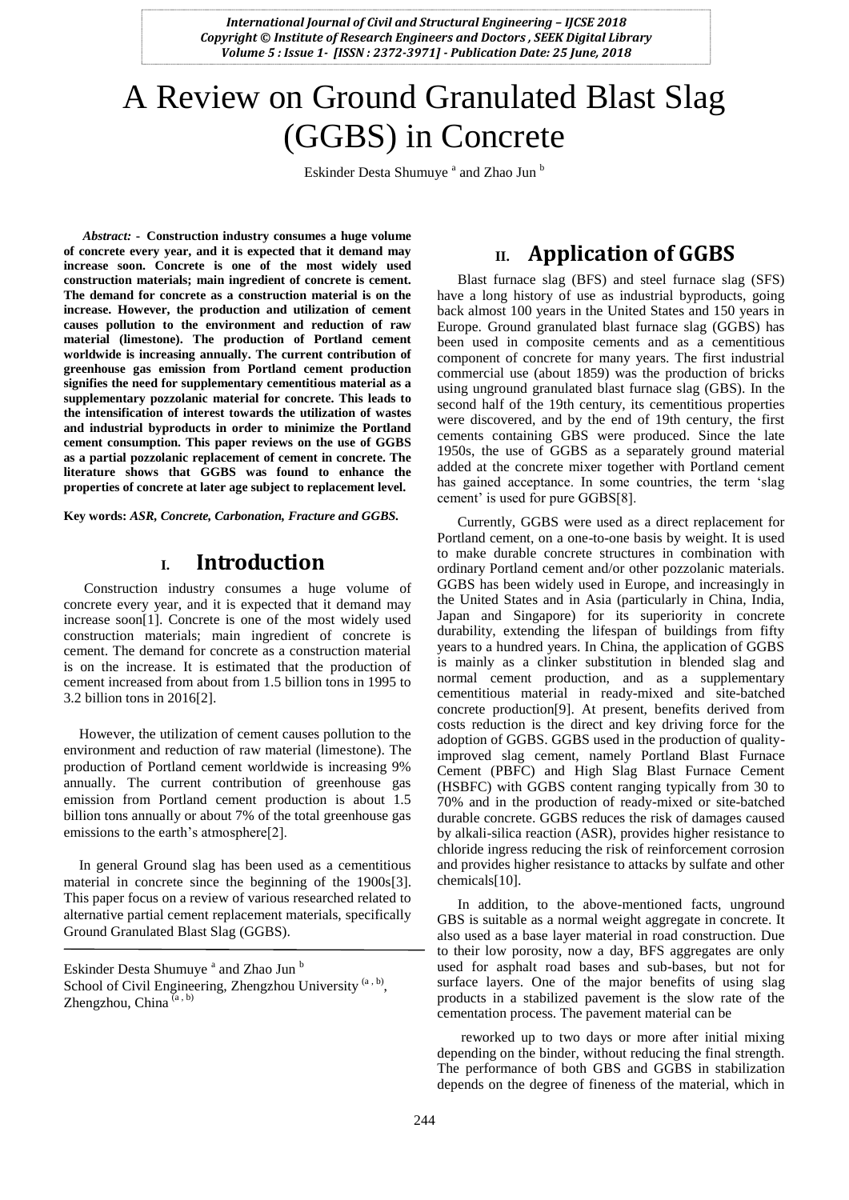# A Review on Ground Granulated Blast Slag (GGBS) in Concrete

Eskinder Desta Shumuye [a] and Zhao Jun [b]

***Abstract:* - Construction industry consumes a huge volume of concrete every year, and it is expected that it demand may increase soon. Concrete is one of the most widely used construction materials; main ingredient of concrete is cement. The demand for concrete as a construction material is on the increase. However, the production and utilization of cement causes pollution to the environment and reduction of raw material (limestone). The production of Portland cement worldwide is increasing annually. The current contribution of greenhouse gas emission from Portland cement production signifies the need for supplementary cementitious material as a supplementary pozzolanic material for concrete. This leads to the intensification of interest towards the utilization of wastes and industrial byproducts in order to minimize the Portland cement consumption. This paper reviews on the use of GGBS as a partial pozzolanic replacement of cement in concrete. The literature shows that GGBS was found to enhance the properties of concrete at later age subject to replacement level.**

**Key words:** ***ASR, Concrete, Carbonation, Fracture and GGBS.***

## I. Introduction

Construction industry consumes a huge volume of concrete every year, and it is expected that it demand may increase soon[1]. Concrete is one of the most widely used construction materials; main ingredient of concrete is cement. The demand for concrete as a construction material is on the increase. It is estimated that the production of cement increased from about from 1.5 billion tons in 1995 to 3.2 billion tons in 2016[2].

However, the utilization of cement causes pollution to the environment and reduction of raw material (limestone). The production of Portland cement worldwide is increasing 9% annually. The current contribution of greenhouse gas emission from Portland cement production is about 1.5 billion tons annually or about 7% of the total greenhouse gas emissions to the earth's atmosphere[2].

In general Ground slag has been used as a cementitious material in concrete since the beginning of the 1900s[3]. This paper focus on a review of various researched related to alternative partial cement replacement materials, specifically Ground Granulated Blast Slag (GGBS).

Eskinder Desta Shumuye [a] and Zhao Jun [b]
School of Civil Engineering, Zhengzhou University [(a, b)], Zhengzhou, China [(a, b)]

## II. Application of GGBS

Blast furnace slag (BFS) and steel furnace slag (SFS) have a long history of use as industrial byproducts, going back almost 100 years in the United States and 150 years in Europe. Ground granulated blast furnace slag (GGBS) has been used in composite cements and as a cementitious component of concrete for many years. The first industrial commercial use (about 1859) was the production of bricks using unground granulated blast furnace slag (GBS). In the second half of the 19th century, its cementitious properties were discovered, and by the end of 19th century, the first cements containing GBS were produced. Since the late 1950s, the use of GGBS as a separately ground material added at the concrete mixer together with Portland cement has gained acceptance. In some countries, the term 'slag cement' is used for pure GGBS[8].

Currently, GGBS were used as a direct replacement for Portland cement, on a one-to-one basis by weight. It is used to make durable concrete structures in combination with ordinary Portland cement and/or other pozzolanic materials. GGBS has been widely used in Europe, and increasingly in the United States and in Asia (particularly in China, India, Japan and Singapore) for its superiority in concrete durability, extending the lifespan of buildings from fifty years to a hundred years. In China, the application of GGBS is mainly as a clinker substitution in blended slag and normal cement production, and as a supplementary cementitious material in ready-mixed and site-batched concrete production[9]. At present, benefits derived from costs reduction is the direct and key driving force for the adoption of GGBS. GGBS used in the production of quality-improved slag cement, namely Portland Blast Furnace Cement (PBFC) and High Slag Blast Furnace Cement (HSBFC) with GGBS content ranging typically from 30 to 70% and in the production of ready-mixed or site-batched durable concrete. GGBS reduces the risk of damages caused by alkali-silica reaction (ASR), provides higher resistance to chloride ingress reducing the risk of reinforcement corrosion and provides higher resistance to attacks by sulfate and other chemicals[10].

In addition, to the above-mentioned facts, unground GBS is suitable as a normal weight aggregate in concrete. It also used as a base layer material in road construction. Due to their low porosity, now a day, BFS aggregates are only used for asphalt road bases and sub-bases, but not for surface layers. One of the major benefits of using slag products in a stabilized pavement is the slow rate of the cementation process. The pavement material can be reworked up to two days or more after initial mixing depending on the binder, without reducing the final strength. The performance of both GBS and GGBS in stabilization depends on the degree of fineness of the material, which in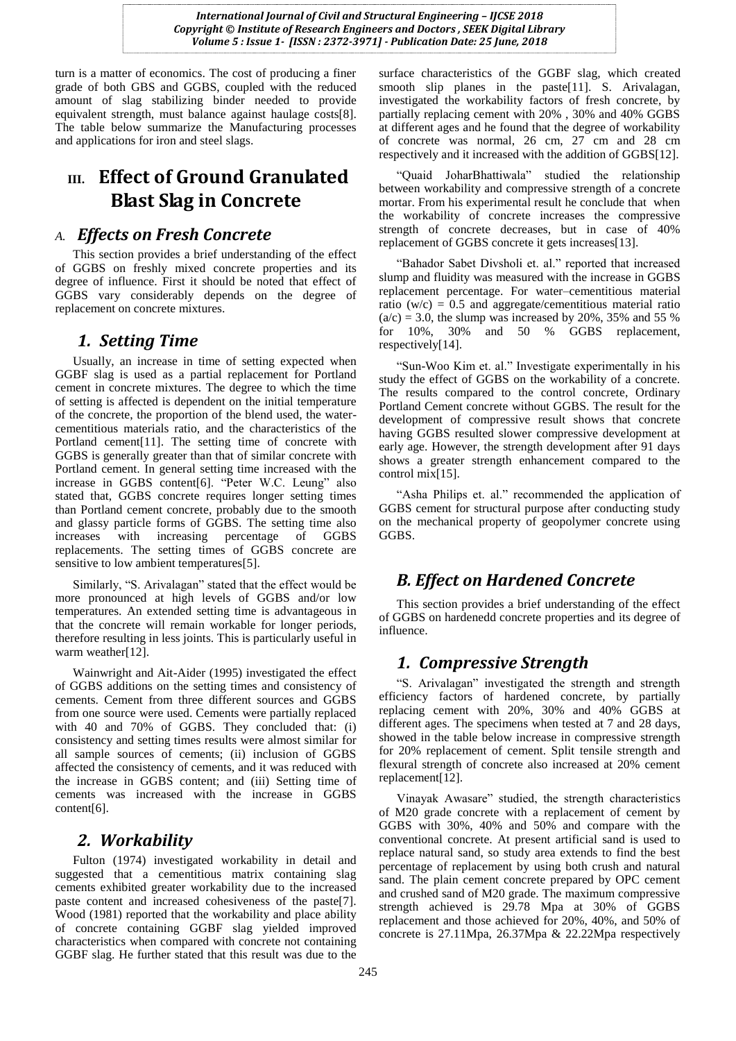turn is a matter of economics. The cost of producing a finer grade of both GBS and GGBS, coupled with the reduced amount of slag stabilizing binder needed to provide equivalent strength, must balance against haulage costs[8]. The table below summarize the Manufacturing processes and applications for iron and steel slags.

# III. Effect of Ground Granulated Blast Slag in Concrete

## A. Effects on Fresh Concrete

This section provides a brief understanding of the effect of GGBS on freshly mixed concrete properties and its degree of influence. First it should be noted that effect of GGBS vary considerably depends on the degree of replacement on concrete mixtures.

### 1. Setting Time

Usually, an increase in time of setting expected when GGBF slag is used as a partial replacement for Portland cement in concrete mixtures. The degree to which the time of setting is affected is dependent on the initial temperature of the concrete, the proportion of the blend used, the water-cementitious materials ratio, and the characteristics of the Portland cement[11]. The setting time of concrete with GGBS is generally greater than that of similar concrete with Portland cement. In general setting time increased with the increase in GGBS content[6]. "Peter W.C. Leung" also stated that, GGBS concrete requires longer setting times than Portland cement concrete, probably due to the smooth and glassy particle forms of GGBS. The setting time also increases with increasing percentage of GGBS replacements. The setting times of GGBS concrete are sensitive to low ambient temperatures[5].

Similarly, "S. Arivalagan" stated that the effect would be more pronounced at high levels of GGBS and/or low temperatures. An extended setting time is advantageous in that the concrete will remain workable for longer periods, therefore resulting in less joints. This is particularly useful in warm weather[12].

Wainwright and Ait-Aider (1995) investigated the effect of GGBS additions on the setting times and consistency of cements. Cement from three different sources and GGBS from one source were used. Cements were partially replaced with 40 and 70% of GGBS. They concluded that: (i) consistency and setting times results were almost similar for all sample sources of cements; (ii) inclusion of GGBS affected the consistency of cements, and it was reduced with the increase in GGBS content; and (iii) Setting time of cements was increased with the increase in GGBS content[6].

### 2. Workability

Fulton (1974) investigated workability in detail and suggested that a cementitious matrix containing slag cements exhibited greater workability due to the increased paste content and increased cohesiveness of the paste[7]. Wood (1981) reported that the workability and place ability of concrete containing GGBF slag yielded improved characteristics when compared with concrete not containing GGBF slag. He further stated that this result was due to the surface characteristics of the GGBF slag, which created smooth slip planes in the paste[11]. S. Arivalagan, investigated the workability factors of fresh concrete, by partially replacing cement with 20% , 30% and 40% GGBS at different ages and he found that the degree of workability of concrete was normal, 26 cm, 27 cm and 28 cm respectively and it increased with the addition of GGBS[12].

"Quaid JoharBhattiwala" studied the relationship between workability and compressive strength of a concrete mortar. From his experimental result he conclude that when the workability of concrete increases the compressive strength of concrete decreases, but in case of 40% replacement of GGBS concrete it gets increases[13].

"Bahador Sabet Divsholi et. al." reported that increased slump and fluidity was measured with the increase in GGBS replacement percentage. For water–cementitious material ratio (w/c) = 0.5 and aggregate/cementitious material ratio (a/c) = 3.0, the slump was increased by 20%, 35% and 55 % for 10%, 30% and 50 % GGBS replacement, respectively[14].

"Sun-Woo Kim et. al." Investigate experimentally in his study the effect of GGBS on the workability of a concrete. The results compared to the control concrete, Ordinary Portland Cement concrete without GGBS. The result for the development of compressive result shows that concrete having GGBS resulted slower compressive development at early age. However, the strength development after 91 days shows a greater strength enhancement compared to the control mix[15].

"Asha Philips et. al." recommended the application of GGBS cement for structural purpose after conducting study on the mechanical property of geopolymer concrete using GGBS.

## B. Effect on Hardened Concrete

This section provides a brief understanding of the effect of GGBS on hardenedd concrete properties and its degree of influence.

### 1. Compressive Strength

"S. Arivalagan" investigated the strength and strength efficiency factors of hardened concrete, by partially replacing cement with 20%, 30% and 40% GGBS at different ages. The specimens when tested at 7 and 28 days, showed in the table below increase in compressive strength for 20% replacement of cement. Split tensile strength and flexural strength of concrete also increased at 20% cement replacement[12].

Vinayak Awasare" studied, the strength characteristics of M20 grade concrete with a replacement of cement by GGBS with 30%, 40% and 50% and compare with the conventional concrete. At present artificial sand is used to replace natural sand, so study area extends to find the best percentage of replacement by using both crush and natural sand. The plain cement concrete prepared by OPC cement and crushed sand of M20 grade. The maximum compressive strength achieved is 29.78 Mpa at 30% of GGBS replacement and those achieved for 20%, 40%, and 50% of concrete is 27.11Mpa, 26.37Mpa & 22.22Mpa respectively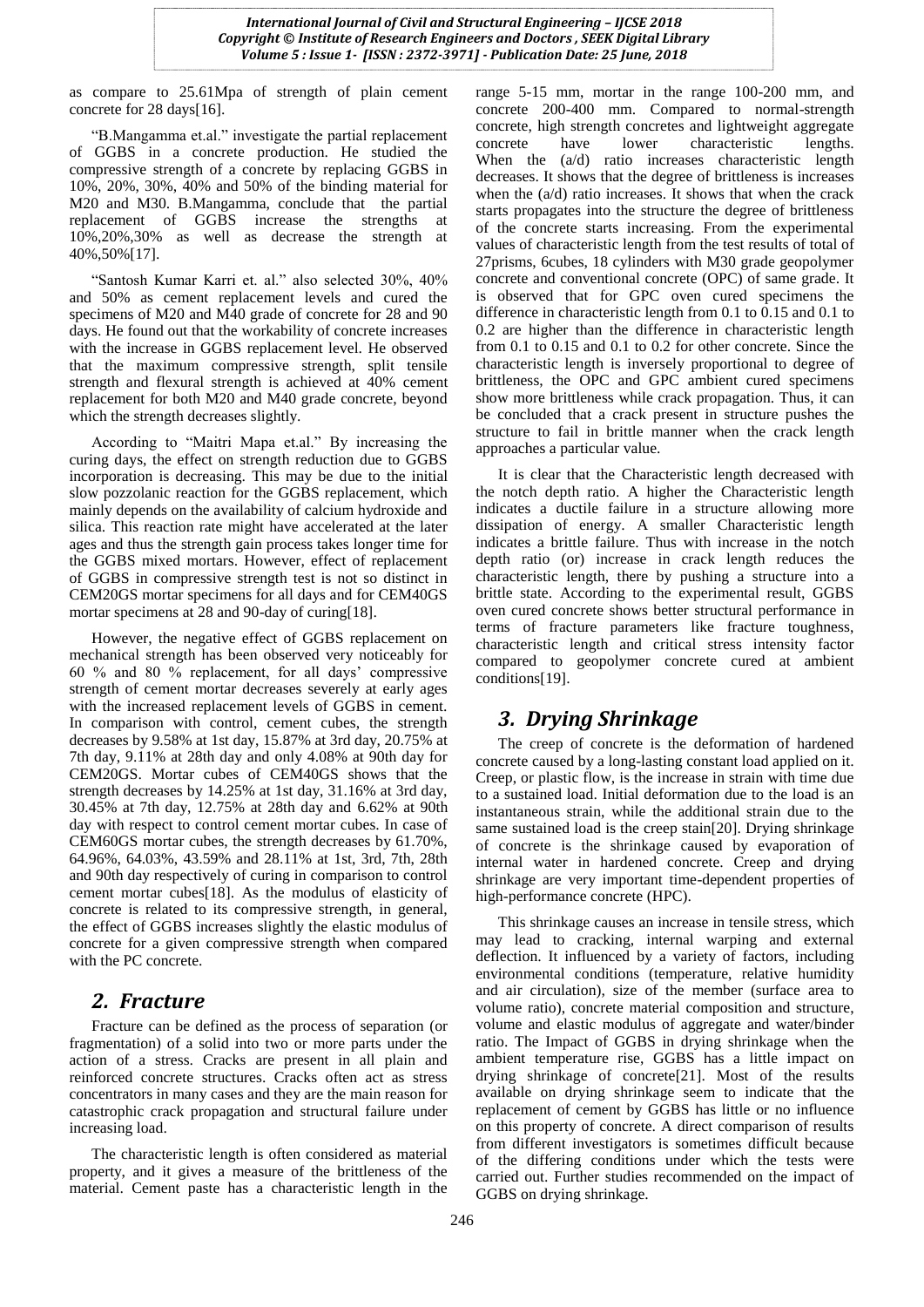as compare to 25.61Mpa of strength of plain cement concrete for 28 days[16].

"B.Mangamma et.al." investigate the partial replacement of GGBS in a concrete production. He studied the compressive strength of a concrete by replacing GGBS in 10%, 20%, 30%, 40% and 50% of the binding material for M20 and M30. B.Mangamma, conclude that the partial replacement of GGBS increase the strengths at 10%,20%,30% as well as decrease the strength at 40%,50%[17].

"Santosh Kumar Karri et. al." also selected 30%, 40% and 50% as cement replacement levels and cured the specimens of M20 and M40 grade of concrete for 28 and 90 days. He found out that the workability of concrete increases with the increase in GGBS replacement level. He observed that the maximum compressive strength, split tensile strength and flexural strength is achieved at 40% cement replacement for both M20 and M40 grade concrete, beyond which the strength decreases slightly.

According to "Maitri Mapa et.al." By increasing the curing days, the effect on strength reduction due to GGBS incorporation is decreasing. This may be due to the initial slow pozzolanic reaction for the GGBS replacement, which mainly depends on the availability of calcium hydroxide and silica. This reaction rate might have accelerated at the later ages and thus the strength gain process takes longer time for the GGBS mixed mortars. However, effect of replacement of GGBS in compressive strength test is not so distinct in CEM20GS mortar specimens for all days and for CEM40GS mortar specimens at 28 and 90-day of curing[18].

However, the negative effect of GGBS replacement on mechanical strength has been observed very noticeably for 60 % and 80 % replacement, for all days' compressive strength of cement mortar decreases severely at early ages with the increased replacement levels of GGBS in cement. In comparison with control, cement cubes, the strength decreases by 9.58% at 1st day, 15.87% at 3rd day, 20.75% at 7th day, 9.11% at 28th day and only 4.08% at 90th day for CEM20GS. Mortar cubes of CEM40GS shows that the strength decreases by 14.25% at 1st day, 31.16% at 3rd day, 30.45% at 7th day, 12.75% at 28th day and 6.62% at 90th day with respect to control cement mortar cubes. In case of CEM60GS mortar cubes, the strength decreases by 61.70%, 64.96%, 64.03%, 43.59% and 28.11% at 1st, 3rd, 7th, 28th and 90th day respectively of curing in comparison to control cement mortar cubes[18]. As the modulus of elasticity of concrete is related to its compressive strength, in general, the effect of GGBS increases slightly the elastic modulus of concrete for a given compressive strength when compared with the PC concrete.

## 2. Fracture

Fracture can be defined as the process of separation (or fragmentation) of a solid into two or more parts under the action of a stress. Cracks are present in all plain and reinforced concrete structures. Cracks often act as stress concentrators in many cases and they are the main reason for catastrophic crack propagation and structural failure under increasing load.

The characteristic length is often considered as material property, and it gives a measure of the brittleness of the material. Cement paste has a characteristic length in the range 5-15 mm, mortar in the range 100-200 mm, and concrete 200-400 mm. Compared to normal-strength concrete, high strength concretes and lightweight aggregate concrete have lower characteristic lengths. When the (a/d) ratio increases characteristic length decreases. It shows that the degree of brittleness is increases when the (a/d) ratio increases. It shows that when the crack starts propagates into the structure the degree of brittleness of the concrete starts increasing. From the experimental values of characteristic length from the test results of total of 27prisms, 6cubes, 18 cylinders with M30 grade geopolymer concrete and conventional concrete (OPC) of same grade. It is observed that for GPC oven cured specimens the difference in characteristic length from 0.1 to 0.15 and 0.1 to 0.2 are higher than the difference in characteristic length from 0.1 to 0.15 and 0.1 to 0.2 for other concrete. Since the characteristic length is inversely proportional to degree of brittleness, the OPC and GPC ambient cured specimens show more brittleness while crack propagation. Thus, it can be concluded that a crack present in structure pushes the structure to fail in brittle manner when the crack length approaches a particular value.

It is clear that the Characteristic length decreased with the notch depth ratio. A higher the Characteristic length indicates a ductile failure in a structure allowing more dissipation of energy. A smaller Characteristic length indicates a brittle failure. Thus with increase in the notch depth ratio (or) increase in crack length reduces the characteristic length, there by pushing a structure into a brittle state. According to the experimental result, GGBS oven cured concrete shows better structural performance in terms of fracture parameters like fracture toughness, characteristic length and critical stress intensity factor compared to geopolymer concrete cured at ambient conditions[19].

## 3. Drying Shrinkage

The creep of concrete is the deformation of hardened concrete caused by a long-lasting constant load applied on it. Creep, or plastic flow, is the increase in strain with time due to a sustained load. Initial deformation due to the load is an instantaneous strain, while the additional strain due to the same sustained load is the creep stain[20]. Drying shrinkage of concrete is the shrinkage caused by evaporation of internal water in hardened concrete. Creep and drying shrinkage are very important time-dependent properties of high-performance concrete (HPC).

This shrinkage causes an increase in tensile stress, which may lead to cracking, internal warping and external deflection. It influenced by a variety of factors, including environmental conditions (temperature, relative humidity and air circulation), size of the member (surface area to volume ratio), concrete material composition and structure, volume and elastic modulus of aggregate and water/binder ratio. The Impact of GGBS in drying shrinkage when the ambient temperature rise, GGBS has a little impact on drying shrinkage of concrete[21]. Most of the results available on drying shrinkage seem to indicate that the replacement of cement by GGBS has little or no influence on this property of concrete. A direct comparison of results from different investigators is sometimes difficult because of the differing conditions under which the tests were carried out. Further studies recommended on the impact of GGBS on drying shrinkage.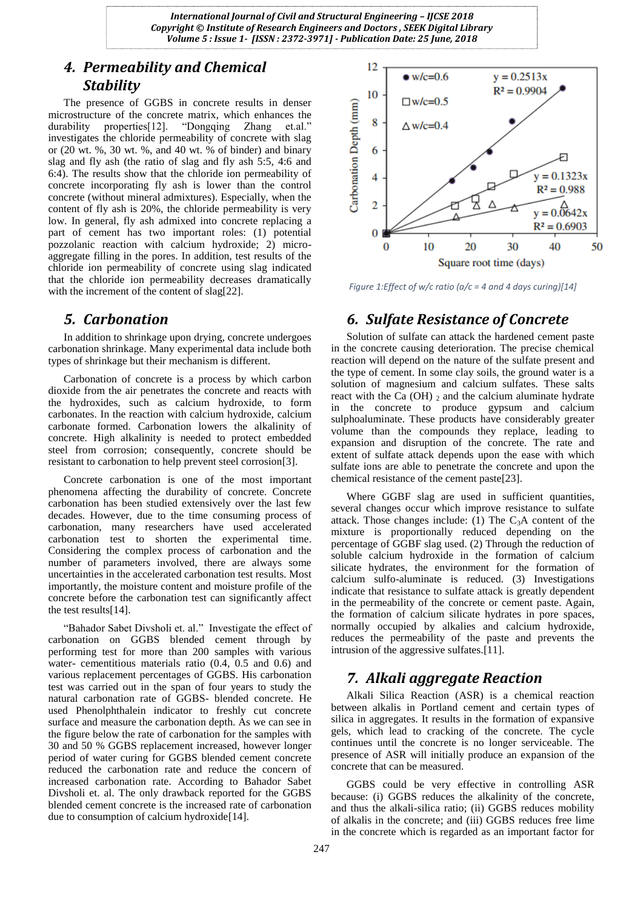## 4. Permeability and Chemical Stability

The presence of GGBS in concrete results in denser microstructure of the concrete matrix, which enhances the durability properties[12]. "Dongqing Zhang et.al." investigates the chloride permeability of concrete with slag or (20 wt. %, 30 wt. %, and 40 wt. % of binder) and binary slag and fly ash (the ratio of slag and fly ash 5:5, 4:6 and 6:4). The results show that the chloride ion permeability of concrete incorporating fly ash is lower than the control concrete (without mineral admixtures). Especially, when the content of fly ash is 20%, the chloride permeability is very low. In general, fly ash admixed into concrete replacing a part of cement has two important roles: (1) potential pozzolanic reaction with calcium hydroxide; 2) micro-aggregate filling in the pores. In addition, test results of the chloride ion permeability of concrete using slag indicated that the chloride ion permeability decreases dramatically with the increment of the content of slag[22].

## 5. Carbonation

In addition to shrinkage upon drying, concrete undergoes carbonation shrinkage. Many experimental data include both types of shrinkage but their mechanism is different.

Carbonation of concrete is a process by which carbon dioxide from the air penetrates the concrete and reacts with the hydroxides, such as calcium hydroxide, to form carbonates. In the reaction with calcium hydroxide, calcium carbonate formed. Carbonation lowers the alkalinity of concrete. High alkalinity is needed to protect embedded steel from corrosion; consequently, concrete should be resistant to carbonation to help prevent steel corrosion[3].

Concrete carbonation is one of the most important phenomena affecting the durability of concrete. Concrete carbonation has been studied extensively over the last few decades. However, due to the time consuming process of carbonation, many researchers have used accelerated carbonation test to shorten the experimental time. Considering the complex process of carbonation and the number of parameters involved, there are always some uncertainties in the accelerated carbonation test results. Most importantly, the moisture content and moisture profile of the concrete before the carbonation test can significantly affect the test results[14].

"Bahador Sabet Divsholi et. al." Investigate the effect of carbonation on GGBS blended cement through by performing test for more than 200 samples with various water- cementitious materials ratio (0.4, 0.5 and 0.6) and various replacement percentages of GGBS. His carbonation test was carried out in the span of four years to study the natural carbonation rate of GGBS- blended concrete. He used Phenolphthalein indicator to freshly cut concrete surface and measure the carbonation depth. As we can see in the figure below the rate of carbonation for the samples with 30 and 50 % GGBS replacement increased, however longer period of water curing for GGBS blended cement concrete reduced the carbonation rate and reduce the concern of increased carbonation rate. According to Bahador Sabet Divsholi et. al. The only drawback reported for the GGBS blended cement concrete is the increased rate of carbonation due to consumption of calcium hydroxide[14].

*Figure 1:Effect of w/c ratio (a/c = 4 and 4 days curing)[14]*

## 6. Sulfate Resistance of Concrete

Solution of sulfate can attack the hardened cement paste in the concrete causing deterioration. The precise chemical reaction will depend on the nature of the sulfate present and the type of cement. In some clay soils, the ground water is a solution of magnesium and calcium sulfates. These salts react with the $Ca(OH)_2$ and the calcium aluminate hydrate in the concrete to produce gypsum and calcium sulphoaluminate. These products have considerably greater volume than the compounds they replace, leading to expansion and disruption of the concrete. The rate and extent of sulfate attack depends upon the ease with which sulfate ions are able to penetrate the concrete and upon the chemical resistance of the cement paste[23].

Where GGBF slag are used in sufficient quantities, several changes occur which improve resistance to sulfate attack. Those changes include: (1) The $C_3A$ content of the mixture is proportionally reduced depending on the percentage of GGBF slag used. (2) Through the reduction of soluble calcium hydroxide in the formation of calcium silicate hydrates, the environment for the formation of calcium sulfo-aluminate is reduced. (3) Investigations indicate that resistance to sulfate attack is greatly dependent in the permeability of the concrete or cement paste. Again, the formation of calcium silicate hydrates in pore spaces, normally occupied by alkalies and calcium hydroxide, reduces the permeability of the paste and prevents the intrusion of the aggressive sulfates.[11].

## 7. Alkali aggregate Reaction

Alkali Silica Reaction (ASR) is a chemical reaction between alkalis in Portland cement and certain types of silica in aggregates. It results in the formation of expansive gels, which lead to cracking of the concrete. The cycle continues until the concrete is no longer serviceable. The presence of ASR will initially produce an expansion of the concrete that can be measured.

GGBS could be very effective in controlling ASR because: (i) GGBS reduces the alkalinity of the concrete, and thus the alkali-silica ratio; (ii) GGBS reduces mobility of alkalis in the concrete; and (iii) GGBS reduces free lime in the concrete which is regarded as an important factor for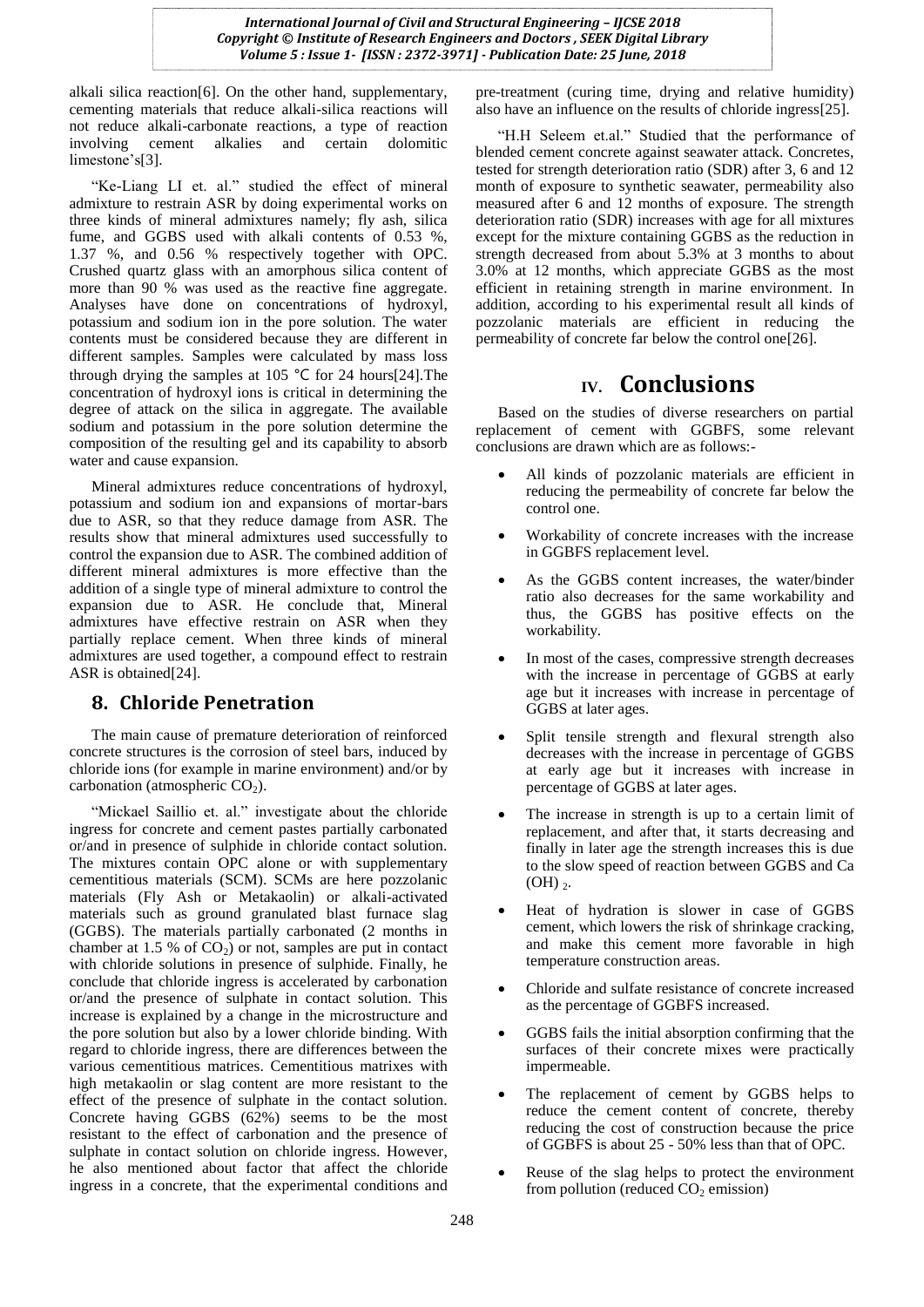alkali silica reaction[6]. On the other hand, supplementary, cementing materials that reduce alkali-silica reactions will not reduce alkali-carbonate reactions, a type of reaction involving cement alkalies and certain dolomitic limestone's[3].

"Ke-Liang LI et. al." studied the effect of mineral admixture to restrain ASR by doing experimental works on three kinds of mineral admixtures namely; fly ash, silica fume, and GGBS used with alkali contents of 0.53 %, 1.37 %, and 0.56 % respectively together with OPC. Crushed quartz glass with an amorphous silica content of more than 90 % was used as the reactive fine aggregate. Analyses have done on concentrations of hydroxyl, potassium and sodium ion in the pore solution. The water contents must be considered because they are different in different samples. Samples were calculated by mass loss through drying the samples at 105 ℃ for 24 hours[24].The concentration of hydroxyl ions is critical in determining the degree of attack on the silica in aggregate. The available sodium and potassium in the pore solution determine the composition of the resulting gel and its capability to absorb water and cause expansion.

Mineral admixtures reduce concentrations of hydroxyl, potassium and sodium ion and expansions of mortar-bars due to ASR, so that they reduce damage from ASR. The results show that mineral admixtures used successfully to control the expansion due to ASR. The combined addition of different mineral admixtures is more effective than the addition of a single type of mineral admixture to control the expansion due to ASR. He conclude that, Mineral admixtures have effective restrain on ASR when they partially replace cement. When three kinds of mineral admixtures are used together, a compound effect to restrain ASR is obtained[24].

## 8. Chloride Penetration

The main cause of premature deterioration of reinforced concrete structures is the corrosion of steel bars, induced by chloride ions (for example in marine environment) and/or by carbonation (atmospheric $CO_2$).

"Mickael Saillio et. al." investigate about the chloride ingress for concrete and cement pastes partially carbonated or/and in presence of sulphide in chloride contact solution. The mixtures contain OPC alone or with supplementary cementitious materials (SCM). SCMs are here pozzolanic materials (Fly Ash or Metakaolin) or alkali-activated materials such as ground granulated blast furnace slag (GGBS). The materials partially carbonated (2 months in chamber at 1.5 % of $CO_2$) or not, samples are put in contact with chloride solutions in presence of sulphide. Finally, he conclude that chloride ingress is accelerated by carbonation or/and the presence of sulphate in contact solution. This increase is explained by a change in the microstructure and the pore solution but also by a lower chloride binding. With regard to chloride ingress, there are differences between the various cementitious matrices. Cementitious matrixes with high metakaolin or slag content are more resistant to the effect of the presence of sulphate in the contact solution. Concrete having GGBS (62%) seems to be the most resistant to the effect of carbonation and the presence of sulphate in contact solution on chloride ingress. However, he also mentioned about factor that affect the chloride ingress in a concrete, that the experimental conditions and pre-treatment (curing time, drying and relative humidity) also have an influence on the results of chloride ingress[25].

"H.H Seleem et.al." Studied that the performance of blended cement concrete against seawater attack. Concretes, tested for strength deterioration ratio (SDR) after 3, 6 and 12 month of exposure to synthetic seawater, permeability also measured after 6 and 12 months of exposure. The strength deterioration ratio (SDR) increases with age for all mixtures except for the mixture containing GGBS as the reduction in strength decreased from about 5.3% at 3 months to about 3.0% at 12 months, which appreciate GGBS as the most efficient in retaining strength in marine environment. In addition, according to his experimental result all kinds of pozzolanic materials are efficient in reducing the permeability of concrete far below the control one[26].

# IV. Conclusions

Based on the studies of diverse researchers on partial replacement of cement with GGBFS, some relevant conclusions are drawn which are as follows:-

- All kinds of pozzolanic materials are efficient in reducing the permeability of concrete far below the control one.
- Workability of concrete increases with the increase in GGBFS replacement level.
- As the GGBS content increases, the water/binder ratio also decreases for the same workability and thus, the GGBS has positive effects on the workability.
- In most of the cases, compressive strength decreases with the increase in percentage of GGBS at early age but it increases with increase in percentage of GGBS at later ages.
- Split tensile strength and flexural strength also decreases with the increase in percentage of GGBS at early age but it increases with increase in percentage of GGBS at later ages.
- The increase in strength is up to a certain limit of replacement, and after that, it starts decreasing and finally in later age the strength increases this is due to the slow speed of reaction between GGBS and Ca $(OH)_2$.
- Heat of hydration is slower in case of GGBS cement, which lowers the risk of shrinkage cracking, and make this cement more favorable in high temperature construction areas.
- Chloride and sulfate resistance of concrete increased as the percentage of GGBFS increased.
- GGBS fails the initial absorption confirming that the surfaces of their concrete mixes were practically impermeable.
- The replacement of cement by GGBS helps to reduce the cement content of concrete, thereby reducing the cost of construction because the price of GGBFS is about 25 - 50% less than that of OPC.
- Reuse of the slag helps to protect the environment from pollution (reduced $CO_2$ emission)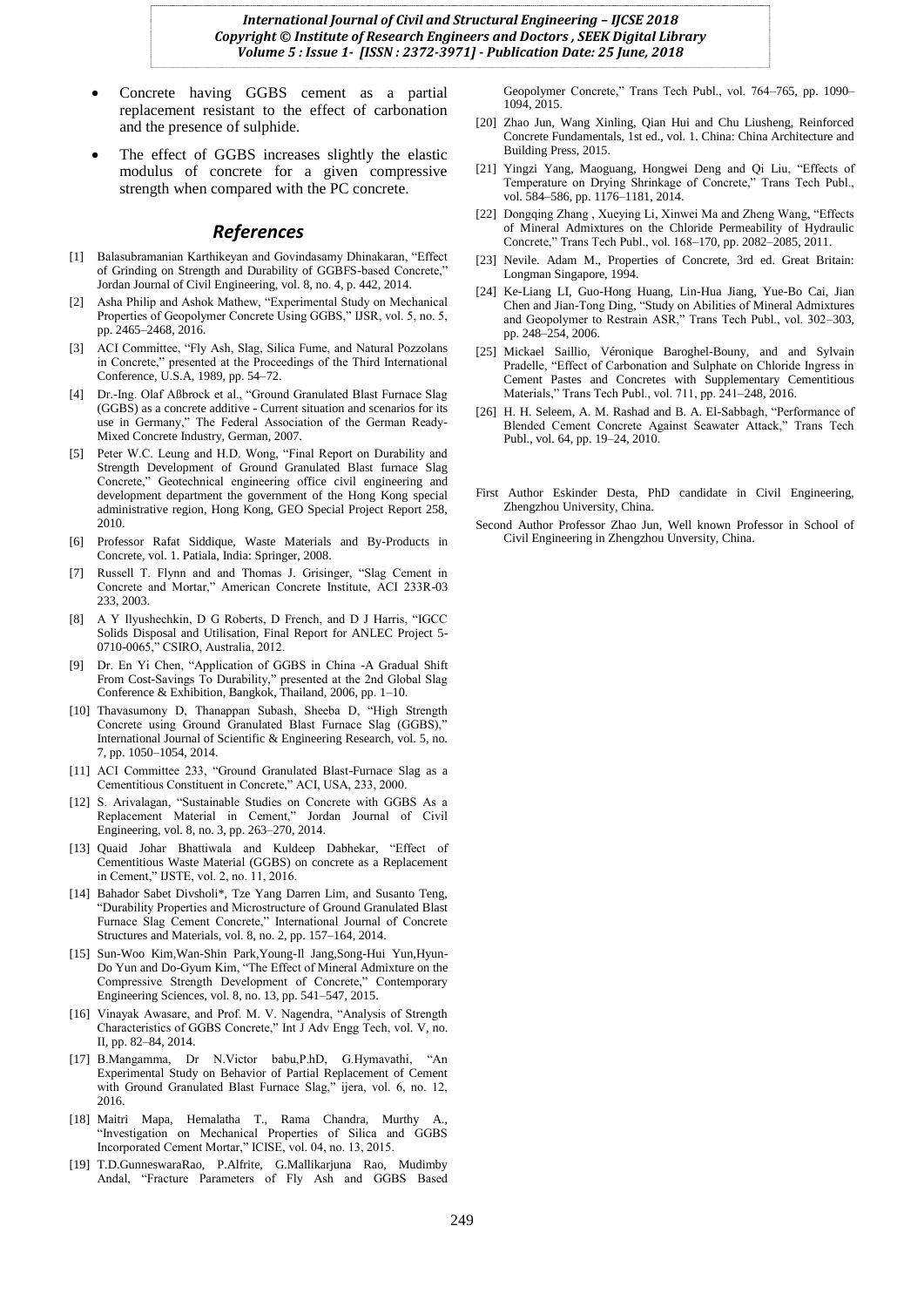- Concrete having GGBS cement as a partial replacement resistant to the effect of carbonation and the presence of sulphide.
- The effect of GGBS increases slightly the elastic modulus of concrete for a given compressive strength when compared with the PC concrete.

## *References*

[1] Balasubramanian Karthikeyan and Govindasamy Dhinakaran, "Effect of Grinding on Strength and Durability of GGBFS-based Concrete," Jordan Journal of Civil Engineering, vol. 8, no. 4, p. 442, 2014.

[2] Asha Philip and Ashok Mathew, "Experimental Study on Mechanical Properties of Geopolymer Concrete Using GGBS," IJSR, vol. 5, no. 5, pp. 2465–2468, 2016.

[3] ACI Committee, "Fly Ash, Slag, Silica Fume, and Natural Pozzolans in Concrete," presented at the Proceedings of the Third International Conference, U.S.A, 1989, pp. 54–72.

[4] Dr.-Ing. Olaf Aßbrock et al., "Ground Granulated Blast Furnace Slag (GGBS) as a concrete additive - Current situation and scenarios for its use in Germany," The Federal Association of the German Ready-Mixed Concrete Industry, German, 2007.

[5] Peter W.C. Leung and H.D. Wong, "Final Report on Durability and Strength Development of Ground Granulated Blast furnace Slag Concrete," Geotechnical engineering office civil engineering and development department the government of the Hong Kong special administrative region, Hong Kong, GEO Special Project Report 258, 2010.

[6] Professor Rafat Siddique, Waste Materials and By-Products in Concrete, vol. 1. Patiala, India: Springer, 2008.

[7] Russell T. Flynn and and Thomas J. Grisinger, "Slag Cement in Concrete and Mortar," American Concrete Institute, ACI 233R-03 233, 2003.

[8] A Y Ilyushechkin, D G Roberts, D French, and D J Harris, "IGCC Solids Disposal and Utilisation, Final Report for ANLEC Project 5-0710-0065," CSIRO, Australia, 2012.

[9] Dr. En Yi Chen, "Application of GGBS in China -A Gradual Shift From Cost-Savings To Durability," presented at the 2nd Global Slag Conference & Exhibition, Bangkok, Thailand, 2006, pp. 1–10.

[10] Thavasumony D, Thanappan Subash, Sheeba D, "High Strength Concrete using Ground Granulated Blast Furnace Slag (GGBS)," International Journal of Scientific & Engineering Research, vol. 5, no. 7, pp. 1050–1054, 2014.

[11] ACI Committee 233, "Ground Granulated Blast-Furnace Slag as a Cementitious Constituent in Concrete," ACI, USA, 233, 2000.

[12] S. Arivalagan, "Sustainable Studies on Concrete with GGBS As a Replacement Material in Cement," Jordan Journal of Civil Engineering, vol. 8, no. 3, pp. 263–270, 2014.

[13] Quaid Johar Bhattiwala and Kuldeep Dabhekar, "Effect of Cementitious Waste Material (GGBS) on concrete as a Replacement in Cement," IJSTE, vol. 2, no. 11, 2016.

[14] Bahador Sabet Divsholi*, Tze Yang Darren Lim, and Susanto Teng, "Durability Properties and Microstructure of Ground Granulated Blast Furnace Slag Cement Concrete," International Journal of Concrete Structures and Materials, vol. 8, no. 2, pp. 157–164, 2014.

[15] Sun-Woo Kim,Wan-Shin Park,Young-Il Jang,Song-Hui Yun,Hyun-Do Yun and Do-Gyum Kim, "The Effect of Mineral Admixture on the Compressive Strength Development of Concrete," Contemporary Engineering Sciences, vol. 8, no. 13, pp. 541–547, 2015.

[16] Vinayak Awasare, and Prof. M. V. Nagendra, "Analysis of Strength Characteristics of GGBS Concrete," Int J Adv Engg Tech, vol. V, no. II, pp. 82–84, 2014.

[17] B.Mangamma, Dr N.Victor babu,P.hD, G.Hymavathi, "An Experimental Study on Behavior of Partial Replacement of Cement with Ground Granulated Blast Furnace Slag," ijera, vol. 6, no. 12, 2016.

[18] Maitri Mapa, Hemalatha T., Rama Chandra, Murthy A., "Investigation on Mechanical Properties of Silica and GGBS Incorporated Cement Mortar," ICISE, vol. 04, no. 13, 2015.

[19] T.D.GunneswaraRao, P.Alfrite, G.Mallikarjuna Rao, Mudimby Andal, "Fracture Parameters of Fly Ash and GGBS Based Geopolymer Concrete," Trans Tech Publ., vol. 764–765, pp. 1090–1094, 2015.

[20] Zhao Jun, Wang Xinling, Qian Hui and Chu Liusheng, Reinforced Concrete Fundamentals, 1st ed., vol. 1. China: China Architecture and Building Press, 2015.

[21] Yingzi Yang, Maoguang, Hongwei Deng and Qi Liu, "Effects of Temperature on Drying Shrinkage of Concrete," Trans Tech Publ., vol. 584–586, pp. 1176–1181, 2014.

[22] Dongqing Zhang , Xueying Li, Xinwei Ma and Zheng Wang, "Effects of Mineral Admixtures on the Chloride Permeability of Hydraulic Concrete," Trans Tech Publ., vol. 168–170, pp. 2082–2085, 2011.

[23] Nevile. Adam M., Properties of Concrete, 3rd ed. Great Britain: Longman Singapore, 1994.

[24] Ke-Liang LI, Guo-Hong Huang, Lin-Hua Jiang, Yue-Bo Cai, Jian Chen and Jian-Tong Ding, "Study on Abilities of Mineral Admixtures and Geopolymer to Restrain ASR," Trans Tech Publ., vol. 302–303, pp. 248–254, 2006.

[25] Mickael Saillio, Véronique Baroghel-Bouny, and and Sylvain Pradelle, "Effect of Carbonation and Sulphate on Chloride Ingress in Cement Pastes and Concretes with Supplementary Cementitious Materials," Trans Tech Publ., vol. 711, pp. 241–248, 2016.

[26] H. H. Seleem, A. M. Rashad and B. A. El-Sabbagh, "Performance of Blended Cement Concrete Against Seawater Attack," Trans Tech Publ., vol. 64, pp. 19–24, 2010.

First Author Eskinder Desta, PhD candidate in Civil Engineering, Zhengzhou University, China.

Second Author Professor Zhao Jun, Well known Professor in School of Civil Engineering in Zhengzhou Unversity, China.